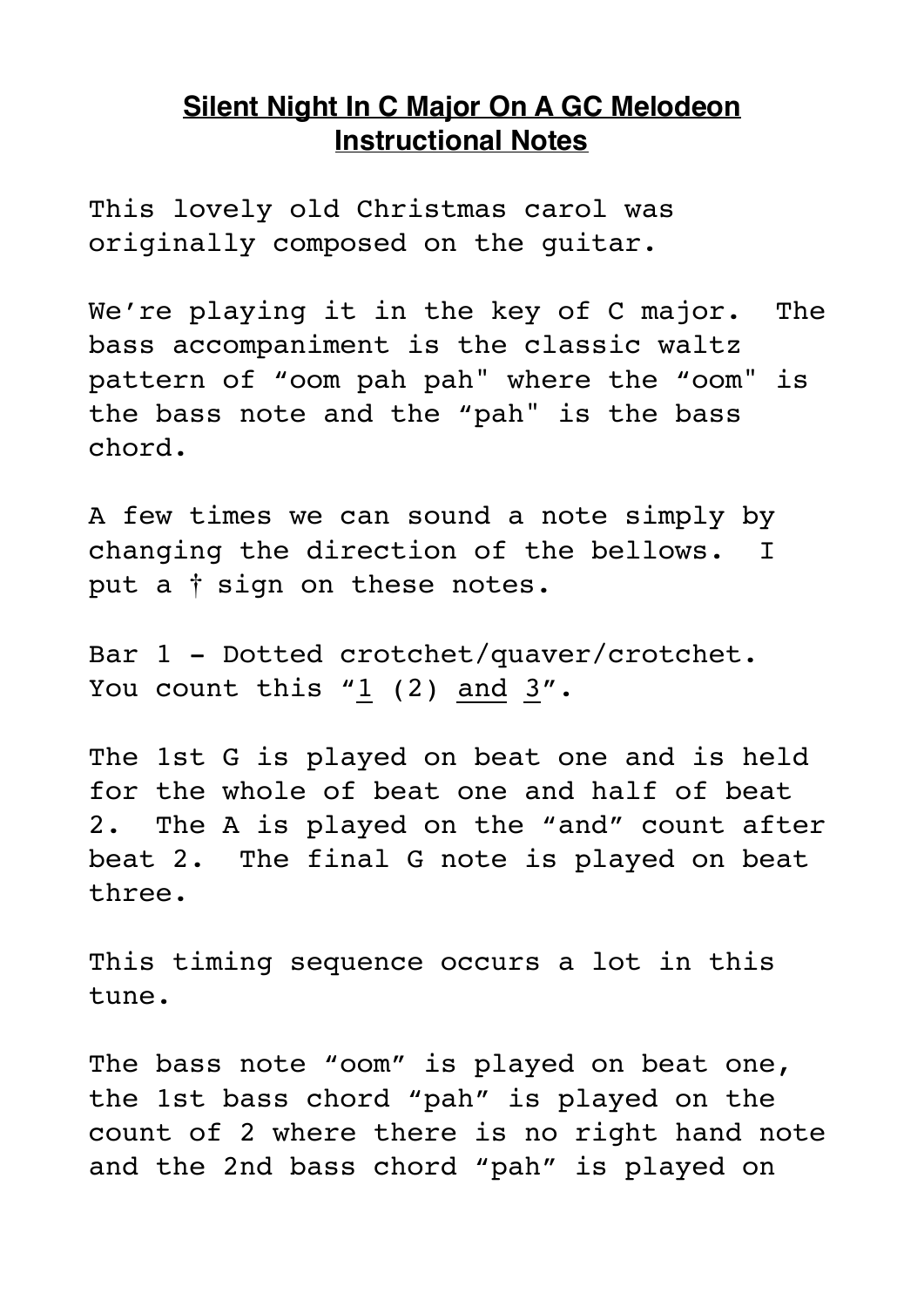# **Silent Night In C Major On A GC Melodeon Instructional Notes**

This lovely old Christmas carol was originally composed on the guitar.

We're playing it in the key of C major. The bass accompaniment is the classic waltz pattern of "oom pah pah" where the "oom" is the bass note and the "pah" is the bass chord.

A few times we can sound a note simply by changing the direction of the bellows. I put a † sign on these notes.

Bar 1 - Dotted crotchet/quaver/crotchet. You count this "<u>1</u> (2) <u>and</u> <u>3</u>".

The 1st G is played on beat one and is held for the whole of beat one and half of beat 2. The A is played on the "and" count after beat 2. The final G note is played on beat three.

This timing sequence occurs a lot in this tune.

The bass note "oom" is played on beat one, the 1st bass chord "pah" is played on the count of 2 where there is no right hand note and the 2nd bass chord "pah" is played on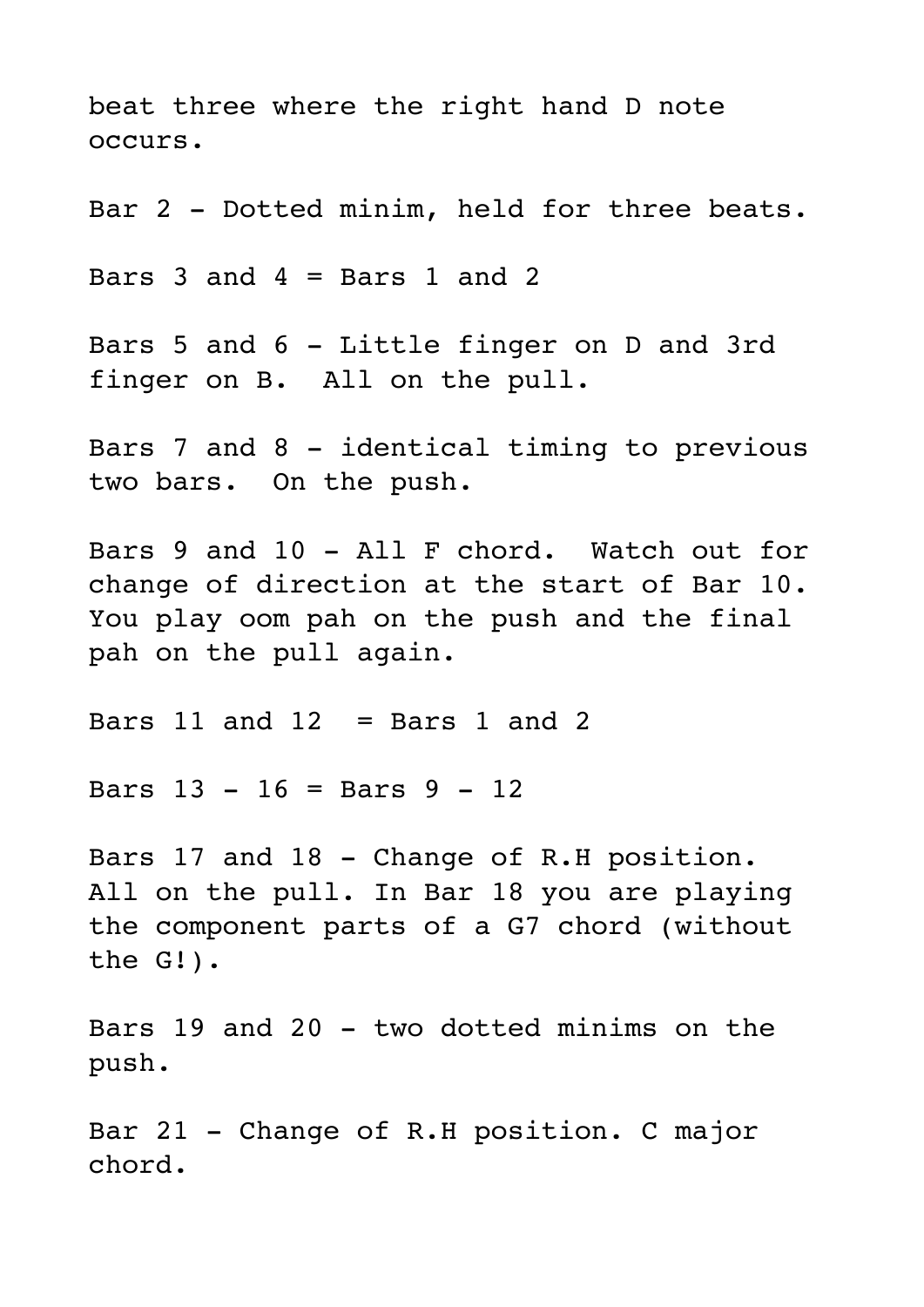beat three where the right hand D note occurs.

Bar 2 - Dotted minim, held for three beats.

Bars 3 and 4 = Bars 1 and 2

Bars 5 and 6 - Little finger on D and 3rd finger on B.  All on the pull.

Bars 7 and 8 - identical timing to previous two bars.  On the push.

Bars 9 and 10 - All F chord.  Watch out for change of direction at the start of Bar 10. You play oom pah on the push and the final pah on the pull again.

Bars 11 and 12  = Bars 1 and 2

Bars 13 - 16 = Bars 9 - 12

Bars 17 and 18 - Change of R.H position. All on the pull. In Bar 18 you are playing the component parts of a G7 chord (without the G!).

Bars 19 and 20 - two dotted minims on the push.

Bar 21 - Change of R.H position. C major chord.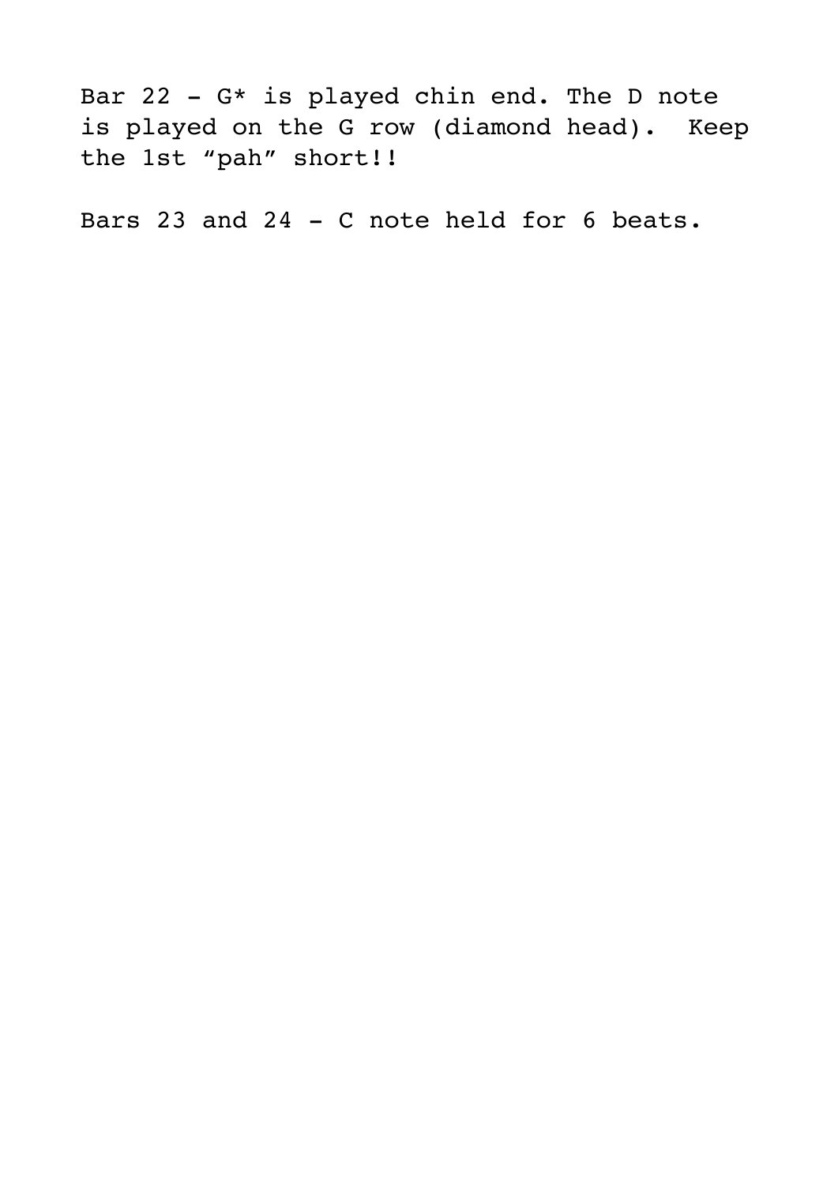Bar 22 - G* is played chin end. The D note is played on the G row (diamond head).  Keep the 1st "pah" short!!

Bars 23 and 24 - C note held for 6 beats.